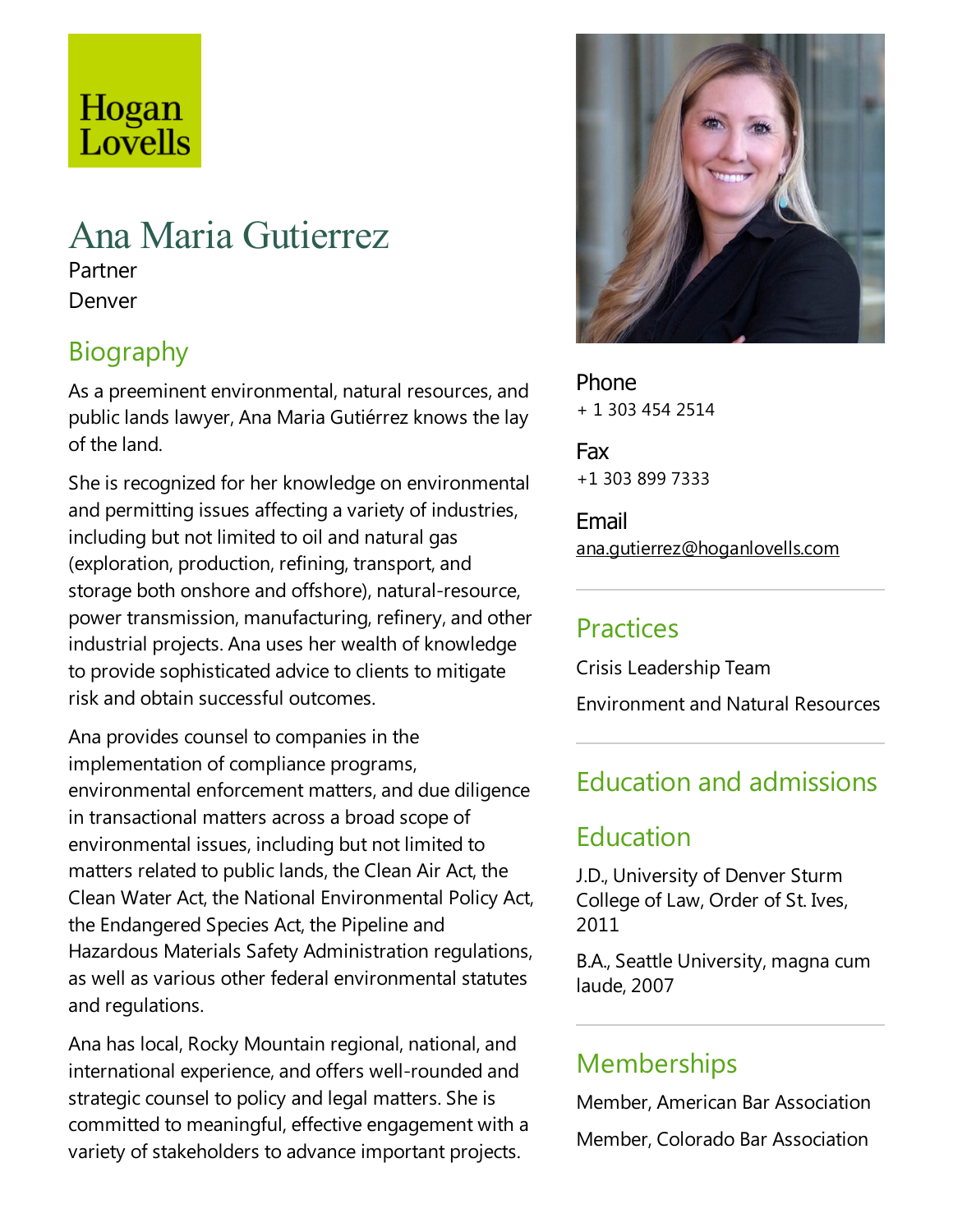Hogan Lovells

# Ana Maria Gutierrez

Partner

Denver

## Biography

As a preeminent environmental, natural resources, and public lands lawyer, Ana Maria Gutiérrez knows the lay of the land.

She is recognized for her knowledge on environmental and permitting issues affecting a variety of industries, including but not limited to oil and natural gas (exploration, production, refining, transport, and storage both onshore and offshore), natural-resource, power transmission, manufacturing, refinery, and other industrial projects. Ana uses her wealth of knowledge to provide sophisticated advice to clients to mitigate risk and obtain successful outcomes.

Ana provides counsel to companies in the implementation of compliance programs, environmental enforcement matters, and due diligence in transactional matters across a broad scope of environmental issues, including but not limited to matters related to public lands, the Clean Air Act, the Clean Water Act, the National Environmental Policy Act, the Endangered Species Act, the Pipeline and Hazardous Materials Safety Administration regulations, as well as various other federal environmental statutes and regulations.

Ana has local, Rocky Mountain regional, national, and international experience, and offers well-rounded and strategic counsel to policy and legal matters. She is committed to meaningful, effective engagement with a variety of stakeholders to advance important projects.

**Phone**

+ 1 303 454 2514

**Fax**

+1 303 899 7333

**Email**

ana.gutierrez@hoganlovells.com

## Practices

Crisis Leadership Team

Environment and Natural Resources

## Education and admissions

### Education

J.D., University of Denver Sturm College of Law, Order of St. Ives, 2011

B.A., Seattle University, magna cum laude, 2007

## Memberships

Member, American Bar Association

Member, Colorado Bar Association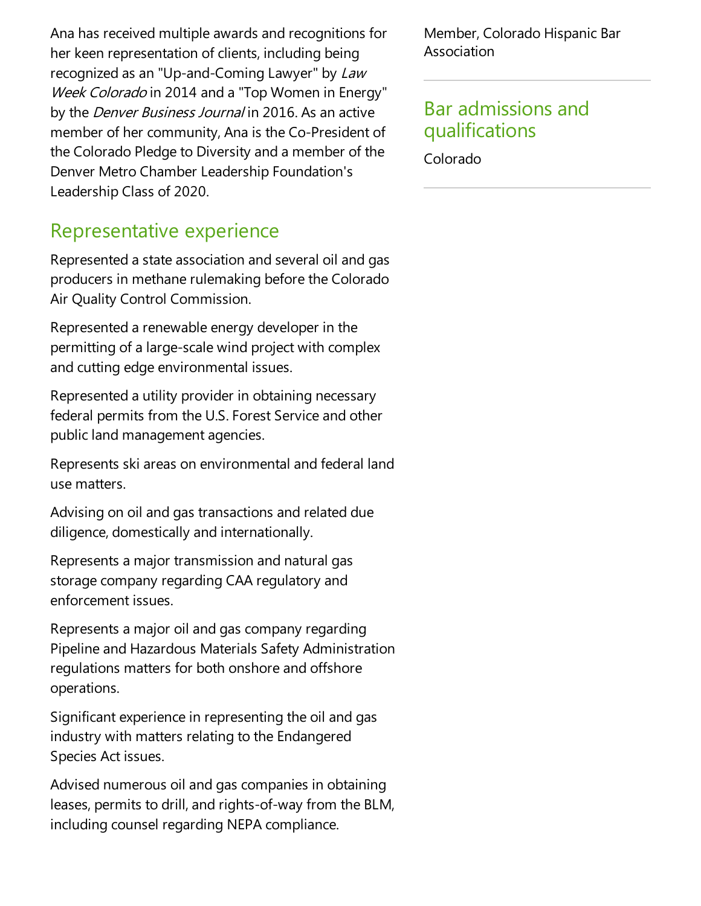Ana has received multiple awards and recognitions for her keen representation of clients, including being recognized as an "Up-and-Coming Lawyer" by *Law Week Colorado* in 2014 and a "Top Women in Energy" by the *Denver Business Journal* in 2016. As an active member of her community, Ana is the Co-President of the Colorado Pledge to Diversity and a member of the Denver Metro Chamber Leadership Foundation's Leadership Class of 2020.

## Representative experience

Represented a state association and several oil and gas producers in methane rulemaking before the Colorado Air Quality Control Commission.

Represented a renewable energy developer in the permitting of a large-scale wind project with complex and cutting edge environmental issues.

Represented a utility provider in obtaining necessary federal permits from the U.S. Forest Service and other public land management agencies.

Represents ski areas on environmental and federal land use matters.

Advising on oil and gas transactions and related due diligence, domestically and internationally.

Represents a major transmission and natural gas storage company regarding CAA regulatory and enforcement issues.

Represents a major oil and gas company regarding Pipeline and Hazardous Materials Safety Administration regulations matters for both onshore and offshore operations.

Significant experience in representing the oil and gas industry with matters relating to the Endangered Species Act issues.

Advised numerous oil and gas companies in obtaining leases, permits to drill, and rights-of-way from the BLM, including counsel regarding NEPA compliance.

Member, Colorado Hispanic Bar Association

## Bar admissions and qualifications

Colorado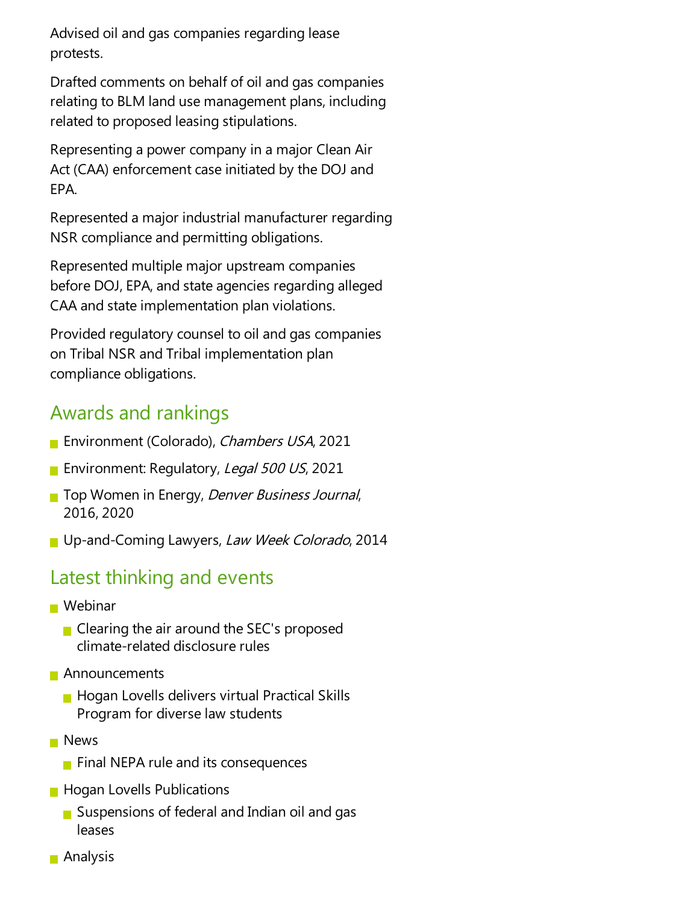Advised oil and gas companies regarding lease protests.

Drafted comments on behalf of oil and gas companies relating to BLM land use management plans, including related to proposed leasing stipulations.

Representing a power company in a major Clean Air Act (CAA) enforcement case initiated by the DOJ and EPA.

Represented a major industrial manufacturer regarding NSR compliance and permitting obligations.

Represented multiple major upstream companies before DOJ, EPA, and state agencies regarding alleged CAA and state implementation plan violations.

Provided regulatory counsel to oil and gas companies on Tribal NSR and Tribal implementation plan compliance obligations.

## Awards and rankings

- Environment (Colorado), *Chambers USA*, 2021
- Environment: Regulatory, *Legal 500 US*, 2021
- Top Women in Energy, *Denver Business Journal*, 2016, 2020
- Up-and-Coming Lawyers, *Law Week Colorado*, 2014

## Latest thinking and events

- Webinar
  - Clearing the air around the SEC's proposed climate-related disclosure rules
- Announcements
  - Hogan Lovells delivers virtual Practical Skills Program for diverse law students
- News
  - Final NEPA rule and its consequences
- Hogan Lovells Publications
  - Suspensions of federal and Indian oil and gas leases
- Analysis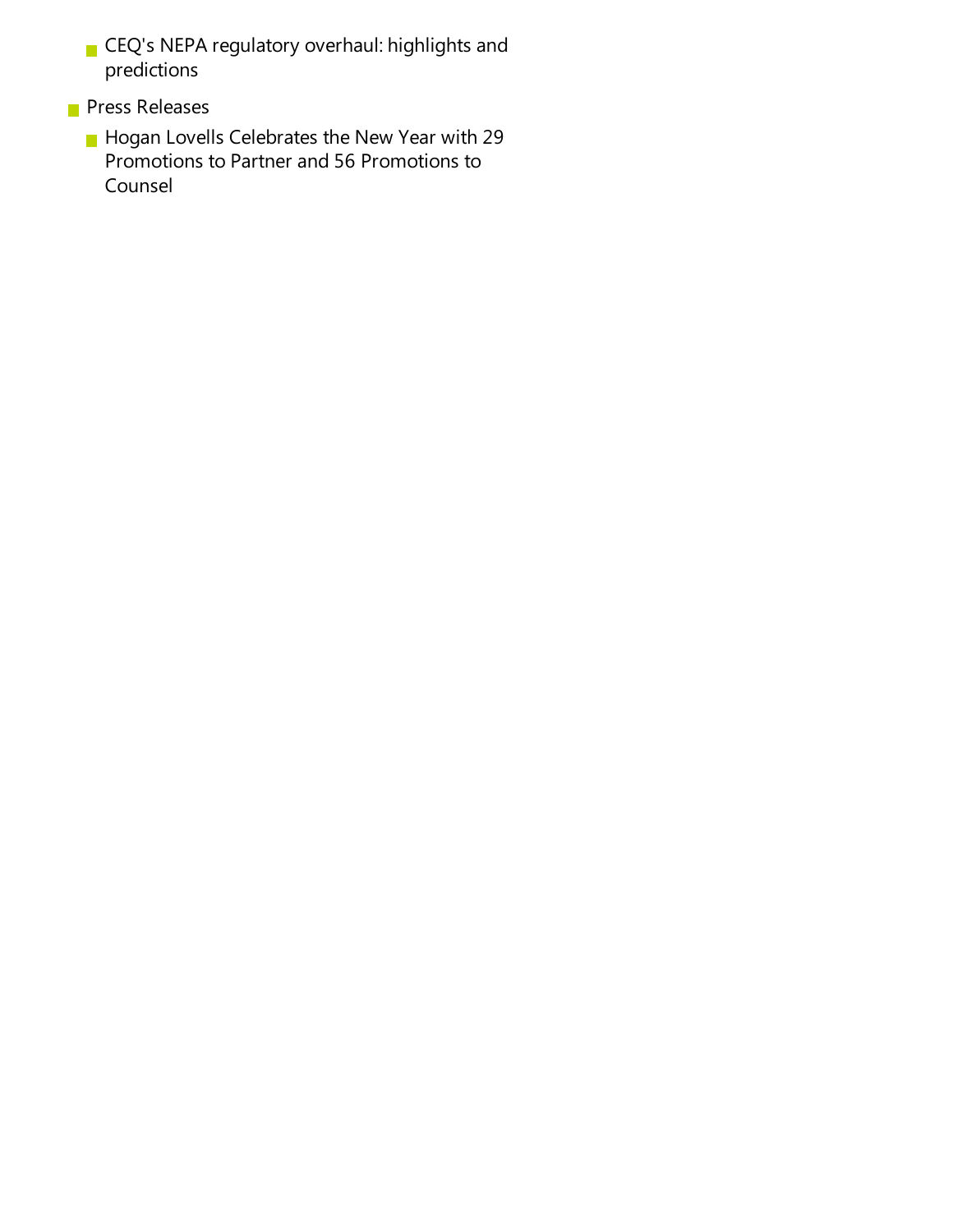- CEQ's NEPA regulatory overhaul: highlights and predictions

- Press Releases
  - Hogan Lovells Celebrates the New Year with 29 Promotions to Partner and 56 Promotions to Counsel